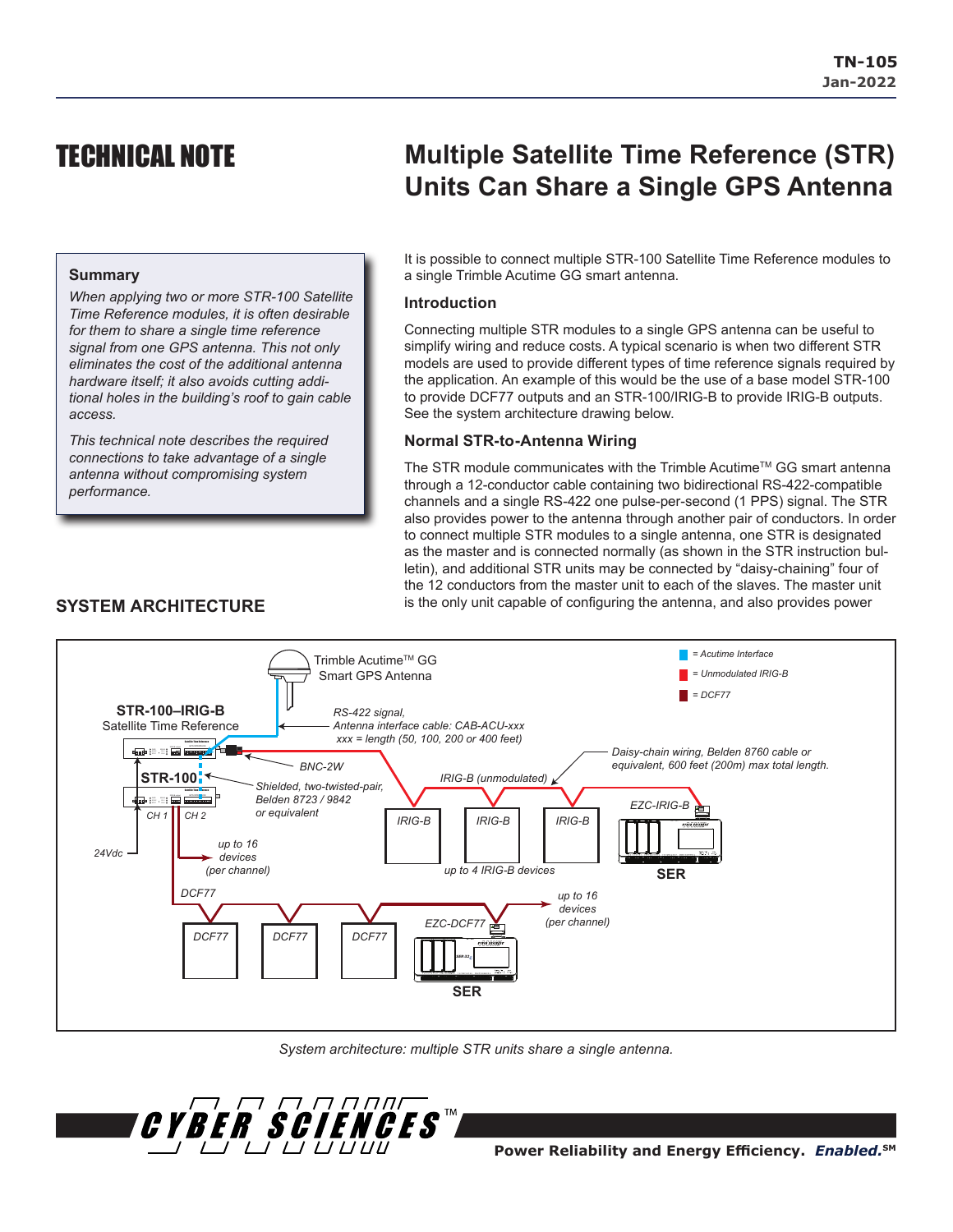TN-105
Jan-2022

# TECHNICAL NOTE

# Multiple Satellite Time Reference (STR) Units Can Share a Single GPS Antenna

### Summary

*When applying two or more STR-100 Satellite Time Reference modules, it is often desirable for them to share a single time reference signal from one GPS antenna. This not only eliminates the cost of the additional antenna hardware itself; it also avoids cutting additional holes in the building's roof to gain cable access.*

*This technical note describes the required connections to take advantage of a single antenna without compromising system performance.*

It is possible to connect multiple STR-100 Satellite Time Reference modules to a single Trimble Acutime GG smart antenna.

### Introduction

Connecting multiple STR modules to a single GPS antenna can be useful to simplify wiring and reduce costs. A typical scenario is when two different STR models are used to provide different types of time reference signals required by the application. An example of this would be the use of a base model STR-100 to provide DCF77 outputs and an STR-100/IRIG-B to provide IRIG-B outputs. See the system architecture drawing below.

### Normal STR-to-Antenna Wiring

The STR module communicates with the Trimble Acutime™ GG smart antenna through a 12-conductor cable containing two bidirectional RS-422-compatible channels and a single RS-422 one pulse-per-second (1 PPS) signal. The STR also provides power to the antenna through another pair of conductors. In order to connect multiple STR modules to a single antenna, one STR is designated as the master and is connected normally (as shown in the STR instruction bulletin), and additional STR units may be connected by "daisy-chaining" four of the 12 conductors from the master unit to each of the slaves. The master unit is the only unit capable of configuring the antenna, and also provides power

## SYSTEM ARCHITECTURE

*System architecture: multiple STR units share a single antenna.*

Power Reliability and Energy Efficiency. *Enabled.*℠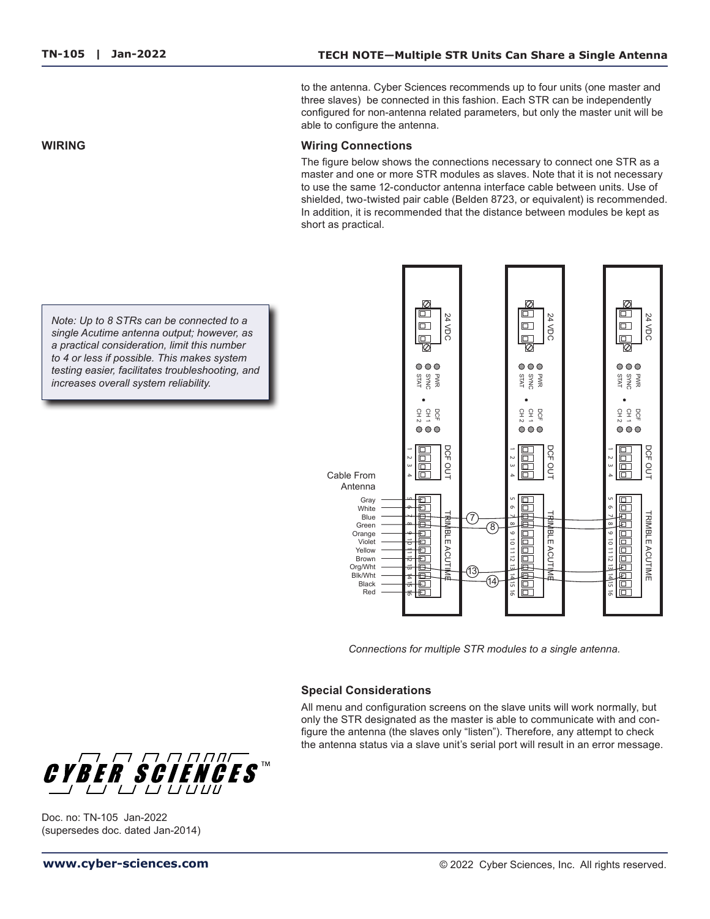to the antenna. Cyber Sciences recommends up to four units (one master and three slaves) be connected in this fashion. Each STR can be independently configured for non-antenna related parameters, but only the master unit will be able to configure the antenna.

## WIRING

### Wiring Connections

The figure below shows the connections necessary to connect one STR as a master and one or more STR modules as slaves. Note that it is not necessary to use the same 12-conductor antenna interface cable between units. Use of shielded, two-twisted pair cable (Belden 8723, or equivalent) is recommended. In addition, it is recommended that the distance between modules be kept as short as practical.

*Note: Up to 8 STRs can be connected to a single Acutime antenna output; however, as a practical consideration, limit this number to 4 or less if possible. This makes system testing easier, facilitates troubleshooting, and increases overall system reliability.*

24 VDC
PWR
SYNC
STAT
DCF
CH 1
CH 2
DCF OUT
1 2 3 4
TRIMBLE ACUTIME
5 6 7 8 9 10 11 12 13 14 15 16
Cable From Antenna
Gray
White
Blue
Green
Orange
Violet
Yellow
Brown
Org/Wht
Blk/Wht
Black
Red
7
8
13
14

*Connections for multiple STR modules to a single antenna.*

### Special Considerations

All menu and configuration screens on the slave units will work normally, but only the STR designated as the master is able to communicate with and configure the antenna (the slaves only "listen"). Therefore, any attempt to check the antenna status via a slave unit's serial port will result in an error message.

CYBER SCIENCES™

Doc. no: TN-105 Jan-2022
(supersedes doc. dated Jan-2014)